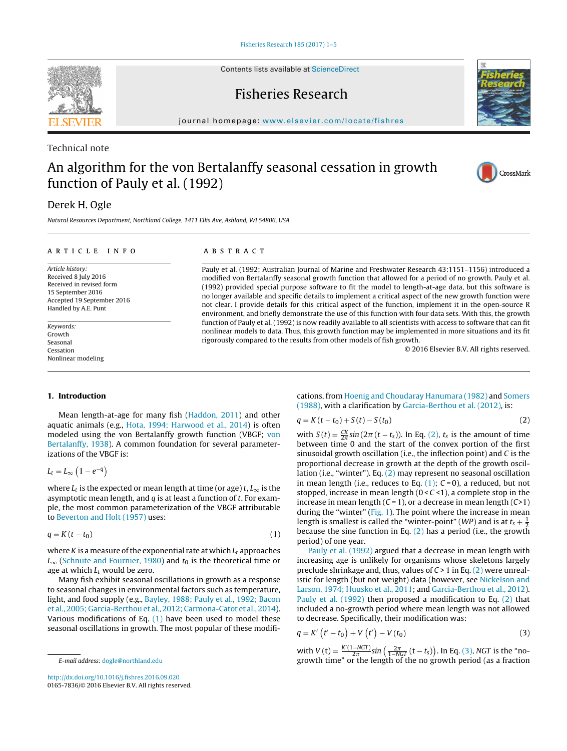Technical note

# An algorithm for the von Bertalanffy seasonal cessation in growth function of Pauly et al. (1992)

Derek H. Ogle

*Natural Resources Department, Northland College, 1411 Ellis Ave, Ashland, WI 54806, USA*

**ARTICLE INFO**

*Article history:*
Received 8 July 2016
Received in revised form
15 September 2016
Accepted 19 September 2016
Handled by A.E. Punt

*Keywords:*
Growth
Seasonal
Cessation
Nonlinear modeling

**ABSTRACT**

Pauly et al. (1992; Australian Journal of Marine and Freshwater Research 43:1151–1156) introduced a modified von Bertalanffy seasonal growth function that allowed for a period of no growth. Pauly et al. (1992) provided special purpose software to fit the model to length-at-age data, but this software is no longer available and specific details to implement a critical aspect of the new growth function were not clear. I provide details for this critical aspect of the function, implement it in the open-source R environment, and briefly demonstrate the use of this function with four data sets. With this, the growth function of Pauly et al. (1992) is now readily available to all scientists with access to software that can fit nonlinear models to data. Thus, this growth function may be implemented in more situations and its fit rigorously compared to the results from other models of fish growth.

© 2016 Elsevier B.V. All rights reserved.

## 1. Introduction

Mean length-at-age for many fish (Haddon, 2011) and other aquatic animals (e.g., Hota, 1994; Harwood et al., 2014) is often modeled using the von Bertalanffy growth function (VBGF; von Bertalanffy, 1938). A common foundation for several parameterizations of the VBGF is:

$$L_t = L_\infty \left(1 - e^{-q}\right)$$

where $L_t$ is the expected or mean length at time (or age) $t$, $L_\infty$ is the asymptotic mean length, and $q$ is at least a function of $t$. For example, the most common parameterization of the VBGF attributable to Beverton and Holt (1957) uses:

$$q = K\left(t - t_0\right) \tag{1}$$

where $K$ is a measure of the exponential rate at which $L_t$ approaches $L_\infty$ (Schnute and Fournier, 1980) and $t_0$ is the theoretical time or age at which $L_t$ would be zero.

Many fish exhibit seasonal oscillations in growth as a response to seasonal changes in environmental factors such as temperature, light, and food supply (e.g., Bayley, 1988; Pauly et al., 1992; Bacon et al., 2005; Garcia-Berthou et al., 2012; Carmona-Catot et al., 2014). Various modifications of Eq. (1) have been used to model these seasonal oscillations in growth. The most popular of these modifications, from Hoenig and Choudaray Hanumara (1982) and Somers (1988), with a clarification by Garcia-Berthou et al. (2012), is:

$$q = K\left(t - t_0\right) + S(t) - S\left(t_0\right) \tag{2}$$

with $S(t) = \frac{CK}{2\pi} sin\left(2\pi\left(t - t_s\right)\right)$. In Eq. (2), $t_s$ is the amount of time between time 0 and the start of the convex portion of the first sinusoidal growth oscillation (i.e., the inflection point) and $C$ is the proportional decrease in growth at the depth of the growth oscillation (i.e., "winter"). Eq. (2) may represent no seasonal oscillation in mean length (i.e., reduces to Eq. (1); $C = 0$), a reduced, but not stopped, increase in mean length ($0 < C < 1$), a complete stop in the increase in mean length ($C = 1$), or a decrease in mean length ($C > 1$) during the "winter" (Fig. 1). The point where the increase in mean length is smallest is called the "winter-point" ($WP$) and is at $t_s + \frac{1}{2}$ because the sine function in Eq. (2) has a period (i.e., the growth period) of one year.

Pauly et al. (1992) argued that a decrease in mean length with increasing age is unlikely for organisms whose skeletons largely preclude shrinkage and, thus, values of $C > 1$ in Eq. (2) were unrealistic for length (but not weight) data (however, see Nickelson and Larson, 1974; Huusko et al., 2011; and Garcia-Berthou et al., 2012). Pauly et al. (1992) then proposed a modification to Eq. (2) that included a no-growth period where mean length was not allowed to decrease. Specifically, their modification was:

$$q = K'\left(t' - t_0\right) + V\left(t'\right) - V\left(t_0\right) \tag{3}$$

with $V(t) = \frac{K'(1-NGT)}{2\pi} sin\left(\frac{2\pi}{1-NGT}\left(t - t_s\right)\right)$. In Eq. (3), $NGT$ is the "no-growth time" or the length of the no growth period (as a fraction

E-mail address: dogle@northland.edu

http://dx.doi.org/10.1016/j.fishres.2016.09.020
0165-7836/© 2016 Elsevier B.V. All rights reserved.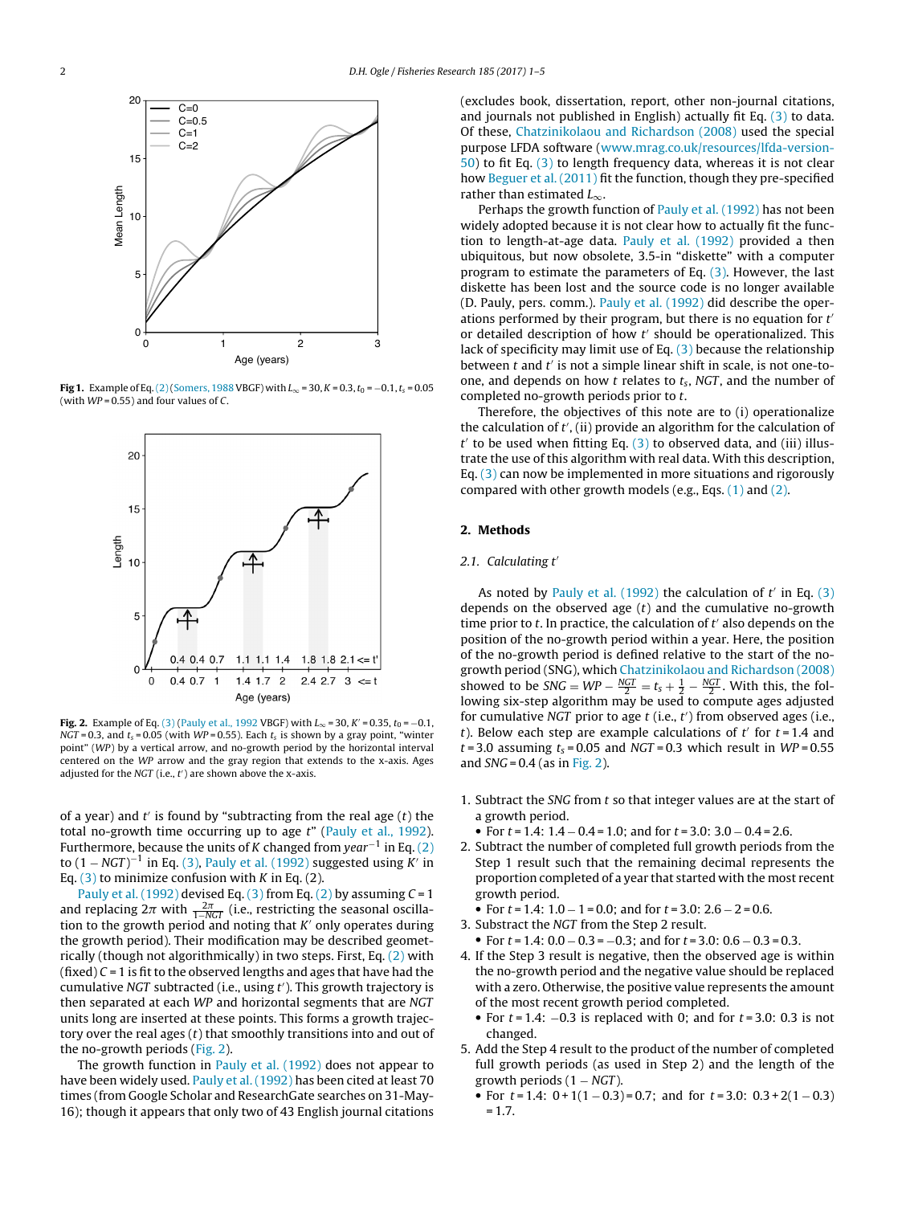Fig 1. Example of Eq. (2) (Somers, 1988 VBGF) with $L_\infty = 30$, $K = 0.3$, $t_0 = -0.1$, $t_s = 0.05$ (with $WP = 0.55$) and four values of $C$.

Fig. 2. Example of Eq. (3) (Pauly et al., 1992 VBGF) with $L_\infty = 30$, $K' = 0.35$, $t_0 = -0.1$, $NGT = 0.3$, and $t_s = 0.05$ (with $WP = 0.55$). Each $t_s$ is shown by a gray point, "winter point" ($WP$) by a vertical arrow, and no-growth period by the horizontal interval centered on the $WP$ arrow and the gray region that extends to the x-axis. Ages adjusted for the $NGT$ (i.e., $t'$) are shown above the x-axis.

of a year) and $t'$ is found by "subtracting from the real age ($t$) the total no-growth time occurring up to age $t$" (Pauly et al., 1992). Furthermore, because the units of $K$ changed from $year^{-1}$ in Eq. (2) to $(1 - NGT)^{-1}$ in Eq. (3), Pauly et al. (1992) suggested using $K'$ in Eq. (3) to minimize confusion with $K$ in Eq. (2).

Pauly et al. (1992) devised Eq. (3) from Eq. (2) by assuming $C = 1$ and replacing $2\pi$ with $\frac{2\pi}{1-NGT}$ (i.e., restricting the seasonal oscillation to the growth period and noting that $K'$ only operates during the growth period). Their modification may be described geometrically (though not algorithmically) in two steps. First, Eq. (2) with (fixed) $C = 1$ is fit to the observed lengths and ages that have had the cumulative $NGT$ subtracted (i.e., using $t'$). This growth trajectory is then separated at each $WP$ and horizontal segments that are $NGT$ units long are inserted at these points. This forms a growth trajectory over the real ages ($t$) that smoothly transitions into and out of the no-growth periods (Fig. 2).

The growth function in Pauly et al. (1992) does not appear to have been widely used. Pauly et al. (1992) has been cited at least 70 times (from Google Scholar and ResearchGate searches on 31-May-16); though it appears that only two of 43 English journal citations (excludes book, dissertation, report, other non-journal citations, and journals not published in English) actually fit Eq. (3) to data. Of these, Chatzinikolaou and Richardson (2008) used the special purpose LFDA software (www.mrag.co.uk/resources/lfda-version-50) to fit Eq. (3) to length frequency data, whereas it is not clear how Beguer et al. (2011) fit the function, though they pre-specified rather than estimated $L_\infty$.

Perhaps the growth function of Pauly et al. (1992) has not been widely adopted because it is not clear how to actually fit the function to length-at-age data. Pauly et al. (1992) provided a then ubiquitous, but now obsolete, 3.5-in "diskette" with a computer program to estimate the parameters of Eq. (3). However, the last diskette has been lost and the source code is no longer available (D. Pauly, pers. comm.). Pauly et al. (1992) did describe the operations performed by their program, but there is no equation for $t'$ or detailed description of how $t'$ should be operationalized. This lack of specificity may limit use of Eq. (3) because the relationship between $t$ and $t'$ is not a simple linear shift in scale, is not one-to-one, and depends on how $t$ relates to $t_s$, $NGT$, and the number of completed no-growth periods prior to $t$.

Therefore, the objectives of this note are to (i) operationalize the calculation of $t'$, (ii) provide an algorithm for the calculation of $t'$ to be used when fitting Eq. (3) to observed data, and (iii) illustrate the use of this algorithm with real data. With this description, Eq. (3) can now be implemented in more situations and rigorously compared with other growth models (e.g., Eqs. (1) and (2).

## 2. Methods

### 2.1. Calculating $t'$

As noted by Pauly et al. (1992) the calculation of $t'$ in Eq. (3) depends on the observed age ($t$) and the cumulative no-growth time prior to $t$. In practice, the calculation of $t'$ also depends on the position of the no-growth period within a year. Here, the position of the no-growth period is defined relative to the start of the no-growth period (SNG), which Chatzinikolaou and Richardson (2008) showed to be $SNG = WP - \frac{NGT}{2} = t_s + \frac{1}{2} - \frac{NGT}{2}$. With this, the following six-step algorithm may be used to compute ages adjusted for cumulative $NGT$ prior to age $t$ (i.e., $t'$) from observed ages (i.e., $t$). Below each step are example calculations of $t'$ for $t = 1.4$ and $t = 3.0$ assuming $t_s = 0.05$ and $NGT = 0.3$ which result in $WP = 0.55$ and $SNG = 0.4$ (as in Fig. 2).

1. Subtract the $SNG$ from $t$ so that integer values are at the start of a growth period.
   - For $t = 1.4$: $1.4 - 0.4 = 1.0$; and for $t = 3.0$: $3.0 - 0.4 = 2.6$.
2. Subtract the number of completed full growth periods from the Step 1 result such that the remaining decimal represents the proportion completed of a year that started with the most recent growth period.
   - For $t = 1.4$: $1.0 - 1 = 0.0$; and for $t = 3.0$: $2.6 - 2 = 0.6$.
3. Subtract the $NGT$ from the Step 2 result.
   - For $t = 1.4$: $0.0 - 0.3 = -0.3$; and for $t = 3.0$: $0.6 - 0.3 = 0.3$.
4. If the Step 3 result is negative, then the observed age is within the no-growth period and the negative value should be replaced with a zero. Otherwise, the positive value represents the amount of the most recent growth period completed.
   - For $t = 1.4$: $-0.3$ is replaced with 0; and for $t = 3.0$: 0.3 is not changed.
5. Add the Step 4 result to the product of the number of completed full growth periods (as used in Step 2) and the length of the growth periods $(1 - NGT)$.
   - For $t = 1.4$: $0 + 1(1 - 0.3) = 0.7$; and for $t = 3.0$: $0.3 + 2(1 - 0.3) = 1.7$.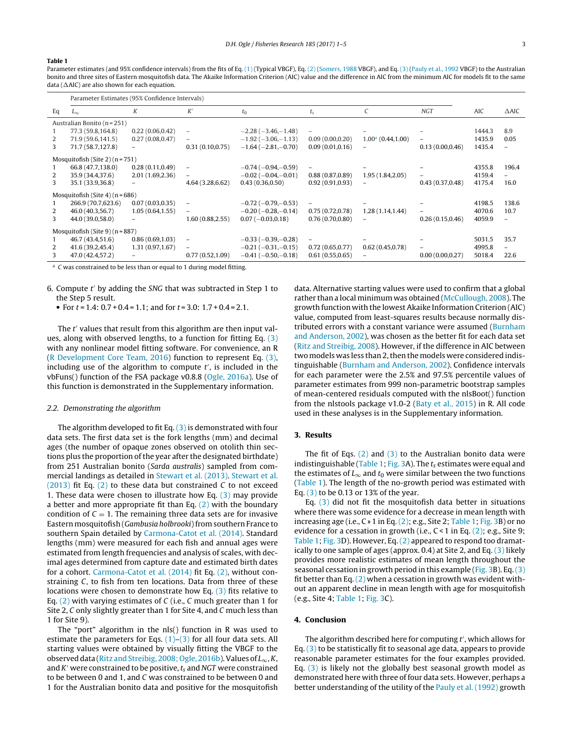**Table 1**
Parameter estimates (and 95% confidence intervals) from the fits of Eq. (1) (Typical VBGF), Eq. (2) (Somers, 1988 VBGF), and Eq. (3) (Pauly et al., 1992 VBGF) to the Australian bonito and three sites of Eastern mosquitofish data. The Akaike Information Criterion (AIC) value and the difference in AIC from the minimum AIC for models fit to the same data (ΔAIC) are also shown for each equation.

| | Parameter Estimates (95% Confidence Intervals) | | | | | | | | |
|---|---|---|---|---|---|---|---|---|---|
| Eq | $L_\infty$ | $K$ | $K'$ | $t_0$ | $t_s$ | $C$ | $NGT$ | AIC | ΔAIC |
| Australian Bonito (n = 251) | | | | | | | | | |
| 1 | 77.3 (59.8,164.8) | 0.22 (0.06,0.42) | – | −2.28 (−3.46,−1.48) | – | – | – | 1444.3 | 8.9 |
| 2 | 71.9 (59.6,141.5) | 0.27 (0.08,0.47) | – | −1.92 (−3.06,−1.13) | 0.09 (0.00,0.20) | 1.00[a] (0.44,1.00) | – | 1435.9 | 0.05 |
| 3 | 71.7 (58.7,127.8) | – | 0.31 (0.10,0.75) | −1.64 (−2.81,−0.70) | 0.09 (0.01,0.16) | – | 0.13 (0.00,0.46) | 1435.4 | – |
| Mosquitofish (Site 2) (n = 751) | | | | | | | | | |
| 1 | 66.8 (47.7,138.0) | 0.28 (0.11,0.49) | – | −0.74 (−0.94,−0.59) | – | – | – | 4355.8 | 196.4 |
| 2 | 35.9 (34.4,37.6) | 2.01 (1.69,2.36) | – | −0.02 (−0.04,−0.01) | 0.88 (0.87,0.89) | 1.95 (1.84,2.05) | – | 4159.4 | – |
| 3 | 35.1 (33.9,36.8) | – | 4.64 (3.28,6.62) | 0.43 (0.36,0.50) | 0.92 (0.91,0.93) | – | 0.43 (0.37,0.48) | 4175.4 | 16.0 |
| Mosquitofish (Site 4) (n = 686) | | | | | | | | | |
| 1 | 266.9 (70.7,623.6) | 0.07 (0.03,0.35) | – | −0.72 (−0.79,−0.53) | – | – | – | 4198.5 | 138.6 |
| 2 | 46.0 (40.3,56.7) | 1.05 (0.64,1.55) | – | −0.20 (−0.28,−0.14) | 0.75 (0.72,0.78) | 1.28 (1.14,1.44) | – | 4070.6 | 10.7 |
| 3 | 44.0 (39.0,58.0) | – | 1.60 (0.88,2.55) | 0.07 (−0.03,0.18) | 0.76 (0.70,0.80) | – | 0.26 (0.15,0.46) | 4059.9 | – |
| Mosquitofish (Site 9) (n = 887) | | | | | | | | | |
| 1 | 46.7 (43.4,51.6) | 0.86 (0.69,1.03) | – | −0.33 (−0.39,−0.28) | – | – | – | 5031.5 | 35.7 |
| 2 | 41.6 (39.2,45.4) | 1.31 (0.97,1.67) | – | −0.21 (−0.31,−0.15) | 0.72 (0.65,0.77) | 0.62 (0.45,0.78) | – | 4995.8 | – |
| 3 | 47.0 (42.4,57.2) | – | 0.77 (0.52,1.09) | −0.41 (−0.50,−0.18) | 0.61 (0.55,0.65) | – | 0.00 (0.00,0.27) | 5018.4 | 22.6 |

[a] $C$ was constrained to be less than or equal to 1 during model fitting.

6. Compute $t'$ by adding the *SNG* that was subtracted in Step 1 to the Step 5 result.
   - For $t = 1.4$: $0.7 + 0.4 = 1.1$; and for $t = 3.0$: $1.7 + 0.4 = 2.1$.

The $t'$ values that result from this algorithm are then input values, along with observed lengths, to a function for fitting Eq. (3) with any nonlinear model fitting software. For convenience, an R (R Development Core Team, 2016) function to represent Eq. (3), including use of the algorithm to compute $t'$, is included in the vbFuns() function of the FSA package v0.8.8 (Ogle, 2016a). Use of this function is demonstrated in the Supplementary information.

### 2.2. Demonstrating the algorithm

The algorithm developed to fit Eq. (3) is demonstrated with four data sets. The first data set is the fork lengths (mm) and decimal ages (the number of opaque zones observed on otolith thin sections plus the proportion of the year after the designated birthdate) from 251 Australian bonito (*Sarda australis*) sampled from commercial landings as detailed in Stewart et al. (2013). Stewart et al. (2013) fit Eq. (2) to these data but constrained $C$ to not exceed 1. These data were chosen to illustrate how Eq. (3) may provide a better and more appropriate fit than Eq. (2) with the boundary condition of $C = 1$. The remaining three data sets are for invasive Eastern mosquitofish (*Gambusia holbrooki*) from southern France to southern Spain detailed by Carmona-Catot et al. (2014). Standard lengths (mm) were measured for each fish and annual ages were estimated from length frequencies and analysis of scales, with decimal ages determined from capture date and estimated birth dates for a cohort. Carmona-Catot et al. (2014) fit Eq. (2), without constraining $C$, to fish from ten locations. Data from three of these locations were chosen to demonstrate how Eq. (3) fits relative to Eq. (2) with varying estimates of $C$ (i.e., $C$ much greater than 1 for Site 2, $C$ only slightly greater than 1 for Site 4, and $C$ much less than 1 for Site 9).

The "port" algorithm in the nls() function in R was used to estimate the parameters for Eqs. (1)–(3) for all four data sets. All starting values were obtained by visually fitting the VBGF to the observed data (Ritz and Streibig, 2008; Ogle, 2016b). Values of $L_\infty$, $K$, and $K'$ were constrained to be positive, $t_s$ and $NGT$ were constrained to be between 0 and 1, and $C$ was constrained to be between 0 and 1 for the Australian bonito data and positive for the mosquitofish data. Alternative starting values were used to confirm that a global rather than a local minimum was obtained (McCullough, 2008). The growth function with the lowest Akaike Information Criterion (AIC) value, computed from least-squares results because normally distributed errors with a constant variance were assumed (Burnham and Anderson, 2002), was chosen as the better fit for each data set (Ritz and Streibig, 2008). However, if the difference in AIC between two models was less than 2, then the models were considered indistinguishable (Burnham and Anderson, 2002). Confidence intervals for each parameter were the 2.5% and 97.5% percentile values of parameter estimates from 999 non-parametric bootstrap samples of mean-centered residuals computed with the nlsBoot() function from the nlstools package v1.0-2 (Baty et al., 2015) in R. All code used in these analyses is in the Supplementary information.

## 3. Results

The fit of Eqs. (2) and (3) to the Australian bonito data were indistinguishable (Table 1; Fig. 3A). The $t_s$ estimates were equal and the estimates of $L_\infty$ and $t_0$ were similar between the two functions (Table 1). The length of the no-growth period was estimated with Eq. (3) to be 0.13 or 13% of the year.

Eq. (3) did not fit the mosquitofish data better in situations where there was some evidence for a decrease in mean length with increasing age (i.e., $C \gg 1$ in Eq. (2); e.g., Site 2; Table 1; Fig. 3B) or no evidence for a cessation in growth (i.e., $C < 1$ in Eq. (2); e.g., Site 9; Table 1; Fig. 3D). However, Eq. (2) appeared to respond too dramatically to one sample of ages (approx. 0.4) at Site 2, and Eq. (3) likely provides more realistic estimates of mean length throughout the seasonal cessation in growth period in this example (Fig. 3B). Eq. (3) fit better than Eq. (2) when a cessation in growth was evident without an apparent decline in mean length with age for mosquitofish (e.g., Site 4; Table 1; Fig. 3C).

## 4. Conclusion

The algorithm described here for computing $t'$, which allows for Eq. (3) to be statistically fit to seasonal age data, appears to provide reasonable parameter estimates for the four examples provided. Eq. (3) is likely not the globally best seasonal growth model as demonstrated here with three of four data sets. However, perhaps a better understanding of the utility of the Pauly et al. (1992) growth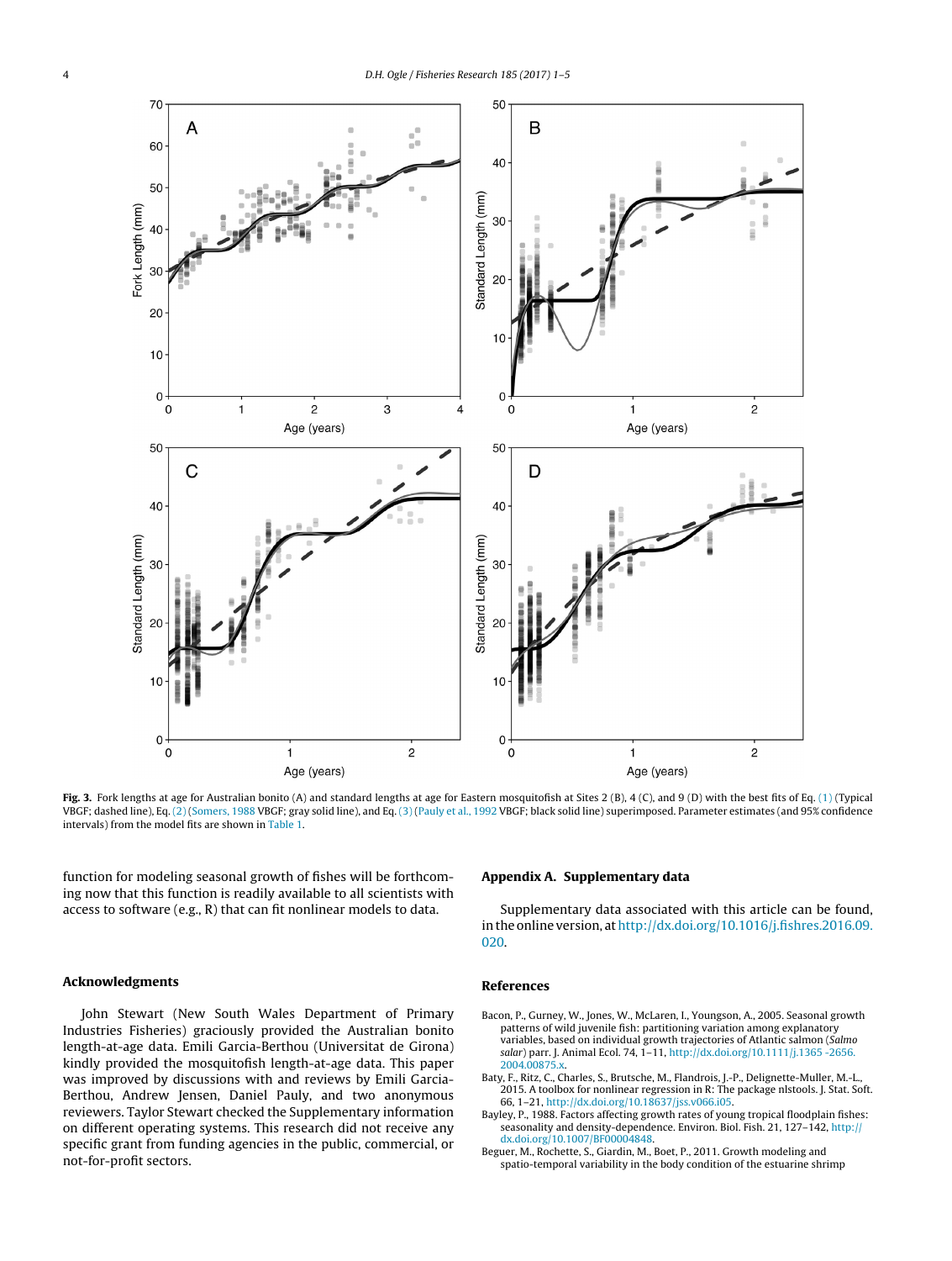**Fig. 3.** Fork lengths at age for Australian bonito (A) and standard lengths at age for Eastern mosquitofish at Sites 2 (B), 4 (C), and 9 (D) with the best fits of Eq. (1) (Typical VBGF; dashed line), Eq. (2) (Somers, 1988 VBGF; gray solid line), and Eq. (3) (Pauly et al., 1992 VBGF; black solid line) superimposed. Parameter estimates (and 95% confidence intervals) from the model fits are shown in Table 1.

function for modeling seasonal growth of fishes will be forthcoming now that this function is readily available to all scientists with access to software (e.g., R) that can fit nonlinear models to data.

## Acknowledgments

John Stewart (New South Wales Department of Primary Industries Fisheries) graciously provided the Australian bonito length-at-age data. Emili Garcia-Berthou (Universitat de Girona) kindly provided the mosquitofish length-at-age data. This paper was improved by discussions with and reviews by Emili Garcia-Berthou, Andrew Jensen, Daniel Pauly, and two anonymous reviewers. Taylor Stewart checked the Supplementary information on different operating systems. This research did not receive any specific grant from funding agencies in the public, commercial, or not-for-profit sectors.

## Appendix A. Supplementary data

Supplementary data associated with this article can be found, in the online version, at http://dx.doi.org/10.1016/j.fishres.2016.09.020.

## References

Bacon, P., Gurney, W., Jones, W., McLaren, I., Youngson, A., 2005. Seasonal growth patterns of wild juvenile fish: partitioning variation among explanatory variables, based on individual growth trajectories of Atlantic salmon (*Salmo salar*) parr. J. Animal Ecol. 74, 1–11, http://dx.doi.org/10.1111/j.1365-2656.2004.00875.x.

Baty, F., Ritz, C., Charles, S., Brutsche, M., Flandrois, J.-P., Delignette-Muller, M.-L., 2015. A toolbox for nonlinear regression in R: The package nlstools. J. Stat. Soft. 66, 1–21, http://dx.doi.org/10.18637/jss.v066.i05.

Bayley, P., 1988. Factors affecting growth rates of young tropical floodplain fishes: seasonality and density-dependence. Environ. Biol. Fish. 21, 127–142, http://dx.doi.org/10.1007/BF00004848.

Beguer, M., Rochette, S., Giardin, M., Boet, P., 2011. Growth modeling and spatio-temporal variability in the body condition of the estuarine shrimp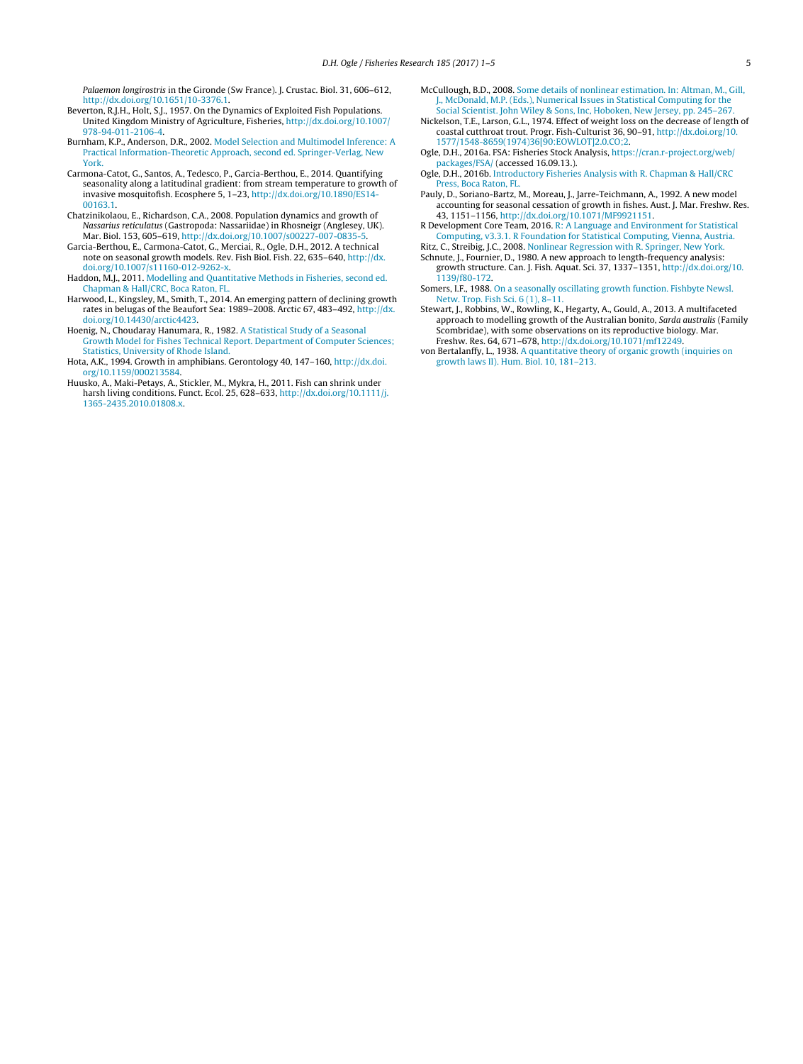*Palaemon longirostris* in the Gironde (Sw France). J. Crustac. Biol. 31, 606–612, http://dx.doi.org/10.1651/10-3376.1.

Beverton, R.J.H., Holt, S.J., 1957. On the Dynamics of Exploited Fish Populations. United Kingdom Ministry of Agriculture, Fisheries, http://dx.doi.org/10.1007/978-94-011-2106-4.

Burnham, K.P., Anderson, D.R., 2002. Model Selection and Multimodel Inference: A Practical Information-Theoretic Approach, second ed. Springer-Verlag, New York.

Carmona-Catot, G., Santos, A., Tedesco, P., Garcia-Berthou, E., 2014. Quantifying seasonality along a latitudinal gradient: from stream temperature to growth of invasive mosquitofish. Ecosphere 5, 1–23, http://dx.doi.org/10.1890/ES14-00163.1.

Chatzinikolaou, E., Richardson, C.A., 2008. Population dynamics and growth of *Nassarius reticulatus* (Gastropoda: Nassariidae) in Rhosneigr (Anglesey, UK). Mar. Biol. 153, 605–619, http://dx.doi.org/10.1007/s00227-007-0835-5.

Garcia-Berthou, E., Carmona-Catot, G., Merciai, R., Ogle, D.H., 2012. A technical note on seasonal growth models. Rev. Fish Biol. Fish. 22, 635–640, http://dx.doi.org/10.1007/s11160-012-9262-x.

Haddon, M.J., 2011. Modelling and Quantitative Methods in Fisheries, second ed. Chapman & Hall/CRC, Boca Raton, FL.

Harwood, L., Kingsley, M., Smith, T., 2014. An emerging pattern of declining growth rates in belugas of the Beaufort Sea: 1989–2008. Arctic 67, 483–492, http://dx.doi.org/10.14430/arctic4423.

Hoenig, N., Choudaray Hanumara, R., 1982. A Statistical Study of a Seasonal Growth Model for Fishes Technical Report. Department of Computer Sciences; Statistics, University of Rhode Island.

Hota, A.K., 1994. Growth in amphibians. Gerontology 40, 147–160, http://dx.doi.org/10.1159/000213584.

Huusko, A., Maki-Petays, A., Stickler, M., Mykra, H., 2011. Fish can shrink under harsh living conditions. Funct. Ecol. 25, 628–633, http://dx.doi.org/10.1111/j.1365-2435.2010.01808.x.

McCullough, B.D., 2008. Some details of nonlinear estimation. In: Altman, M., Gill, J., McDonald, M.P. (Eds.), Numerical Issues in Statistical Computing for the Social Scientist. John Wiley & Sons, Inc, Hoboken, New Jersey, pp. 245–267.

Nickelson, T.E., Larson, G.L., 1974. Effect of weight loss on the decrease of length of coastal cutthroat trout. Progr. Fish-Culturist 36, 90–91, http://dx.doi.org/10.1577/1548-8659(1974)36[90:EOWLOT]2.0.CO;2.

Ogle, D.H., 2016a. FSA: Fisheries Stock Analysis, https://cran.r-project.org/web/packages/FSA/ (accessed 16.09.13.).

Ogle, D.H., 2016b. Introductory Fisheries Analysis with R. Chapman & Hall/CRC Press, Boca Raton, FL.

Pauly, D., Soriano-Bartz, M., Moreau, J., Jarre-Teichmann, A., 1992. A new model accounting for seasonal cessation of growth in fishes. Aust. J. Mar. Freshw. Res. 43, 1151–1156, http://dx.doi.org/10.1071/MF9921151.

R Development Core Team, 2016. R: A Language and Environment for Statistical Computing, v3.3.1. R Foundation for Statistical Computing, Vienna, Austria.

Ritz, C., Streibig, J.C., 2008. Nonlinear Regression with R. Springer, New York.

Schnute, J., Fournier, D., 1980. A new approach to length-frequency analysis: growth structure. Can. J. Fish. Aquat. Sci. 37, 1337–1351, http://dx.doi.org/10.1139/f80-172.

Somers, I.F., 1988. On a seasonally oscillating growth function. Fishbyte Newsl. Netw. Trop. Fish Sci. 6 (1), 8–11.

Stewart, J., Robbins, W., Rowling, K., Hegarty, A., Gould, A., 2013. A multifaceted approach to modelling growth of the Australian bonito, *Sarda australis* (Family Scombridae), with some observations on its reproductive biology. Mar. Freshw. Res. 64, 671–678, http://dx.doi.org/10.1071/mf12249.

von Bertalanffy, L., 1938. A quantitative theory of organic growth (inquiries on growth laws II). Hum. Biol. 10, 181–213.